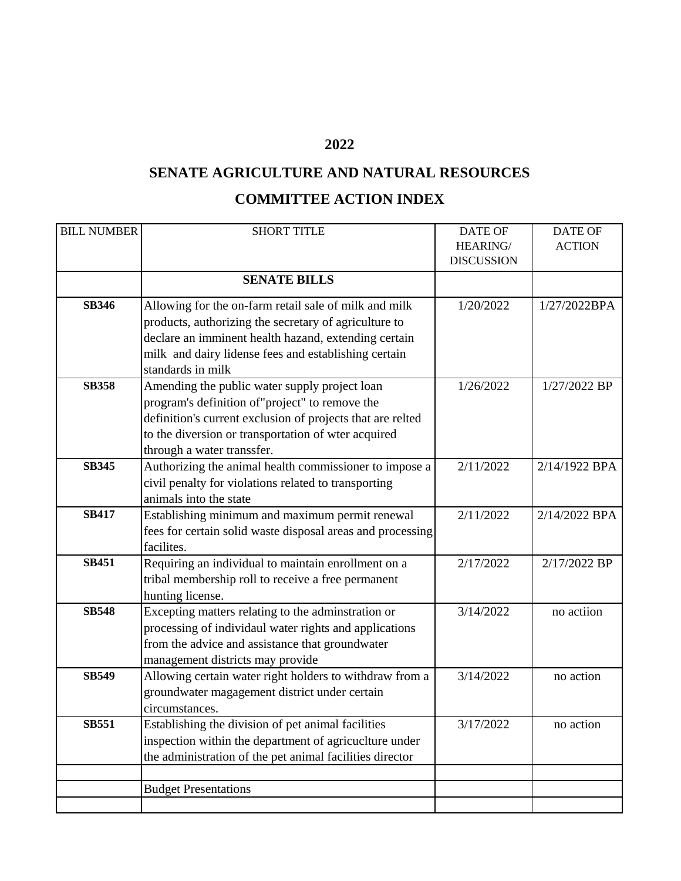# 2022

# SENATE AGRICULTURE AND NATURAL RESOURCES

# COMMITTEE ACTION INDEX

| BILL NUMBER | SHORT TITLE | DATE OF HEARING/ DISCUSSION | DATE OF ACTION |
|---|---|---|---|
| | **SENATE BILLS** | | |
| **SB346** | Allowing for the on-farm retail sale of milk and milk products, authorizing the secretary of agriculture to declare an imminent health hazand, extending certain milk and dairy lidense fees and establishing certain standards in milk | 1/20/2022 | 1/27/2022BPA |
| **SB358** | Amending the public water supply project loan program's definition of"project" to remove the definition's current exclusion of projects that are relted to the diversion or transportation of wter acquired through a water transsfer. | 1/26/2022 | 1/27/2022 BP |
| **SB345** | Authorizing the animal health commissioner to impose a civil penalty for violations related to transporting animals into the state | 2/11/2022 | 2/14/1922 BPA |
| **SB417** | Establishing minimum and maximum permit renewal fees for certain solid waste disposal areas and processing facilites. | 2/11/2022 | 2/14/2022 BPA |
| **SB451** | Requiring an individual to maintain enrollment on a tribal membership roll to receive a free permanent hunting license. | 2/17/2022 | 2/17/2022 BP |
| **SB548** | Excepting matters relating to the adminstration or processing of individaul water rights and applications from the advice and assistance that groundwater management districts may provide | 3/14/2022 | no actiion |
| **SB549** | Allowing certain water right holders to withdraw from a groundwater magagement district under certain circumstances. | 3/14/2022 | no action |
| **SB551** | Establishing the division of pet animal facilities inspection within the department of agricuclture under the administration of the pet animal facilities director | 3/17/2022 | no action |
| | | | |
| | Budget Presentations | | |
| | | | |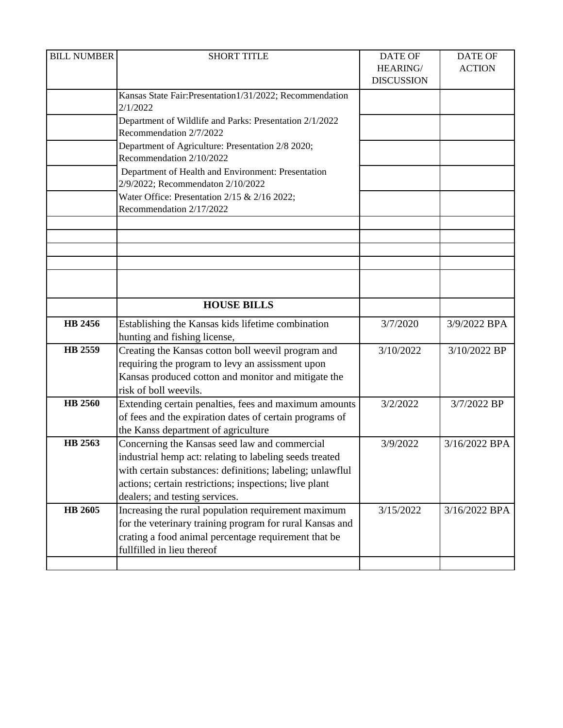| BILL NUMBER | SHORT TITLE | DATE OF HEARING/ DISCUSSION | DATE OF ACTION |
|---|---|---|---|
| | Kansas State Fair:Presentation1/31/2022; Recommendation 2/1/2022 | | |
| | Department of Wildlife and Parks: Presentation 2/1/2022 Recommendation 2/7/2022 | | |
| | Department of Agriculture: Presentation 2/8 2020; Recommendation 2/10/2022 | | |
| | Department of Health and Environment: Presentation 2/9/2022; Recommendaton 2/10/2022 | | |
| | Water Office: Presentation 2/15 & 2/16 2022; Recommendation 2/17/2022 | | |
| | | | |
| | | | |
| | | | |
| | | | |
| | | | |
| | **HOUSE BILLS** | | |
| **HB 2456** | Establishing the Kansas kids lifetime combination hunting and fishing license, | 3/7/2020 | 3/9/2022 BPA |
| **HB 2559** | Creating the Kansas cotton boll weevil program and requiring the program to levy an assessment upon Kansas produced cotton and monitor and mitigate the risk of boll weevils. | 3/10/2022 | 3/10/2022 BP |
| **HB 2560** | Extending certain penalties, fees and maximum amounts of fees and the expiration dates of certain programs of the Kanss department of agriculture | 3/2/2022 | 3/7/2022 BP |
| **HB 2563** | Concerning the Kansas seed law and commercial industrial hemp act: relating to labeling seeds treated with certain substances: definitions; labeling; unlawflul actions; certain restrictions; inspections; live plant dealers; and testing services. | 3/9/2022 | 3/16/2022 BPA |
| **HB 2605** | Increasing the rural population requirement maximum for the veterinary training program for rural Kansas and crating a food animal percentage requirement that be fullfilled in lieu thereof | 3/15/2022 | 3/16/2022 BPA |
| | | | |